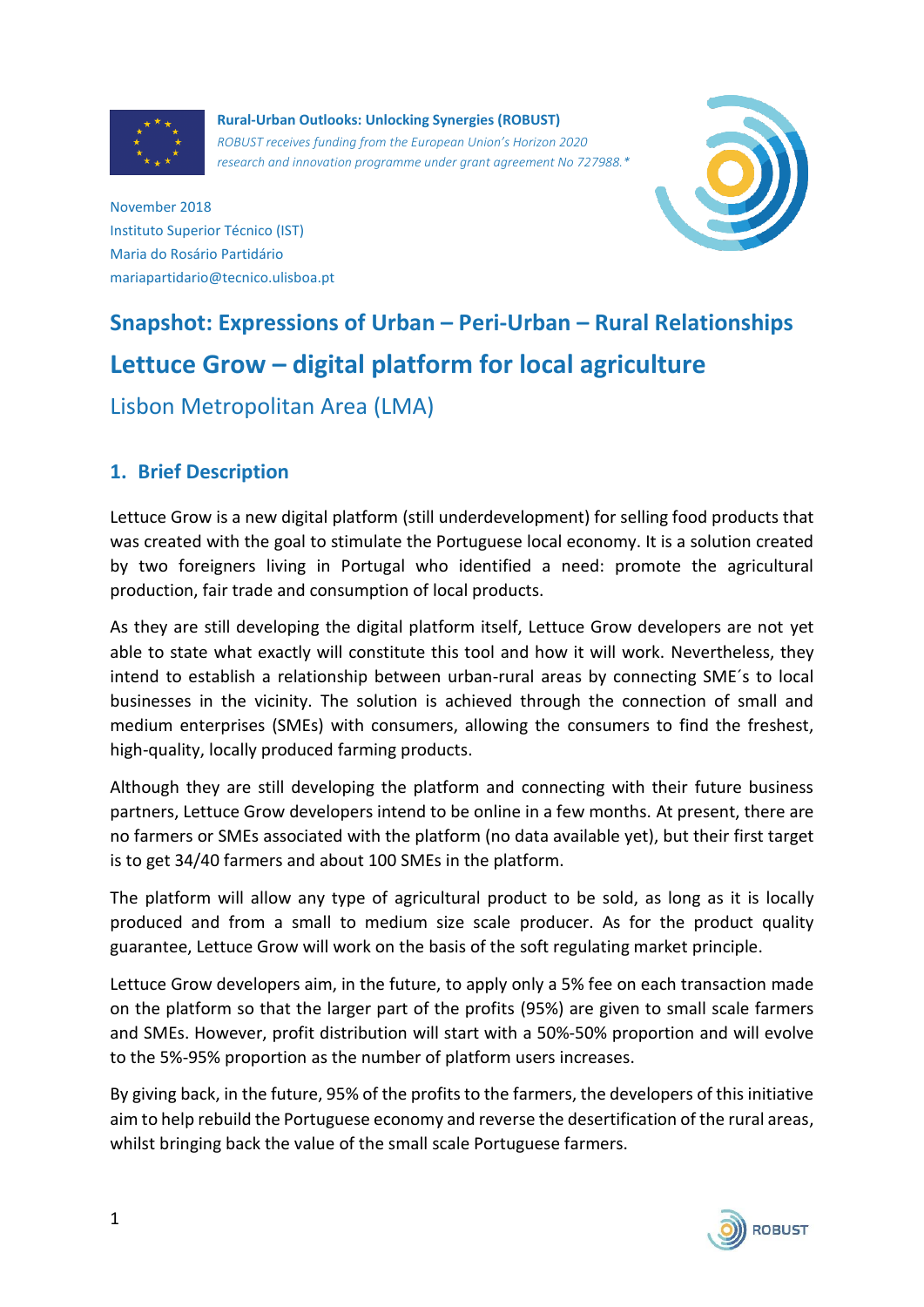**Rural-Urban Outlooks: Unlocking Synergies (ROBUST)**
*ROBUST receives funding from the European Union's Horizon 2020 research and innovation programme under grant agreement No 727988.**

November 2018
Instituto Superior Técnico (IST)
Maria do Rosário Partidário
mariapartidario@tecnico.ulisboa.pt

# Snapshot: Expressions of Urban – Peri-Urban – Rural Relationships

# Lettuce Grow – digital platform for local agriculture

## Lisbon Metropolitan Area (LMA)

## 1. Brief Description

Lettuce Grow is a new digital platform (still underdevelopment) for selling food products that was created with the goal to stimulate the Portuguese local economy. It is a solution created by two foreigners living in Portugal who identified a need: promote the agricultural production, fair trade and consumption of local products.

As they are still developing the digital platform itself, Lettuce Grow developers are not yet able to state what exactly will constitute this tool and how it will work. Nevertheless, they intend to establish a relationship between urban-rural areas by connecting SME´s to local businesses in the vicinity. The solution is achieved through the connection of small and medium enterprises (SMEs) with consumers, allowing the consumers to find the freshest, high-quality, locally produced farming products.

Although they are still developing the platform and connecting with their future business partners, Lettuce Grow developers intend to be online in a few months. At present, there are no farmers or SMEs associated with the platform (no data available yet), but their first target is to get 34/40 farmers and about 100 SMEs in the platform.

The platform will allow any type of agricultural product to be sold, as long as it is locally produced and from a small to medium size scale producer. As for the product quality guarantee, Lettuce Grow will work on the basis of the soft regulating market principle.

Lettuce Grow developers aim, in the future, to apply only a 5% fee on each transaction made on the platform so that the larger part of the profits (95%) are given to small scale farmers and SMEs. However, profit distribution will start with a 50%-50% proportion and will evolve to the 5%-95% proportion as the number of platform users increases.

By giving back, in the future, 95% of the profits to the farmers, the developers of this initiative aim to help rebuild the Portuguese economy and reverse the desertification of the rural areas, whilst bringing back the value of the small scale Portuguese farmers.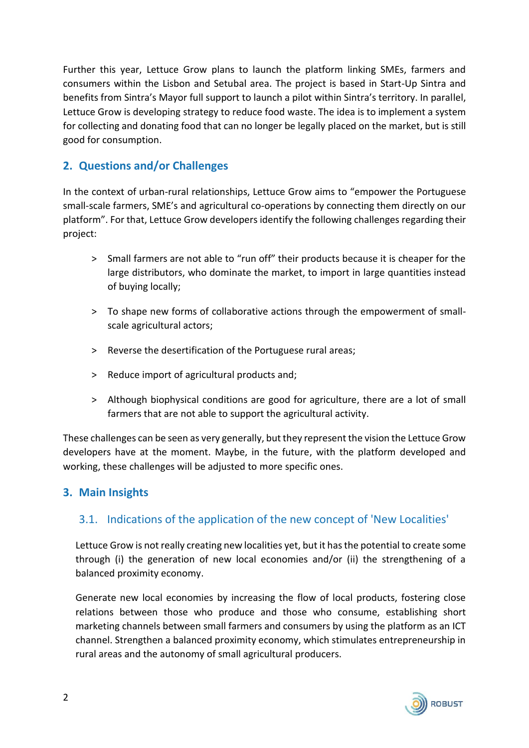Further this year, Lettuce Grow plans to launch the platform linking SMEs, farmers and consumers within the Lisbon and Setubal area. The project is based in Start-Up Sintra and benefits from Sintra's Mayor full support to launch a pilot within Sintra's territory. In parallel, Lettuce Grow is developing strategy to reduce food waste. The idea is to implement a system for collecting and donating food that can no longer be legally placed on the market, but is still good for consumption.

## 2. Questions and/or Challenges

In the context of urban-rural relationships, Lettuce Grow aims to "empower the Portuguese small-scale farmers, SME's and agricultural co-operations by connecting them directly on our platform". For that, Lettuce Grow developers identify the following challenges regarding their project:

- Small farmers are not able to "run off" their products because it is cheaper for the large distributors, who dominate the market, to import in large quantities instead of buying locally;
- To shape new forms of collaborative actions through the empowerment of small-scale agricultural actors;
- Reverse the desertification of the Portuguese rural areas;
- Reduce import of agricultural products and;
- Although biophysical conditions are good for agriculture, there are a lot of small farmers that are not able to support the agricultural activity.

These challenges can be seen as very generally, but they represent the vision the Lettuce Grow developers have at the moment. Maybe, in the future, with the platform developed and working, these challenges will be adjusted to more specific ones.

## 3. Main Insights

### 3.1. Indications of the application of the new concept of 'New Localities'

Lettuce Grow is not really creating new localities yet, but it has the potential to create some through (i) the generation of new local economies and/or (ii) the strengthening of a balanced proximity economy.

Generate new local economies by increasing the flow of local products, fostering close relations between those who produce and those who consume, establishing short marketing channels between small farmers and consumers by using the platform as an ICT channel. Strengthen a balanced proximity economy, which stimulates entrepreneurship in rural areas and the autonomy of small agricultural producers.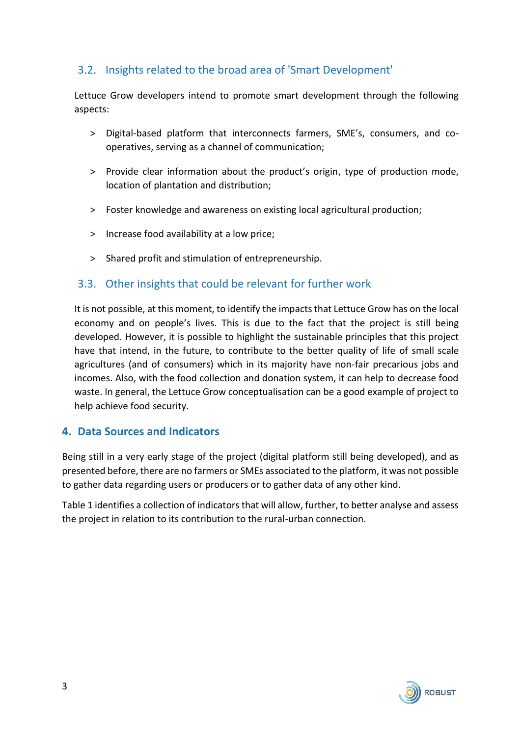### 3.2. Insights related to the broad area of 'Smart Development'

Lettuce Grow developers intend to promote smart development through the following aspects:

> Digital-based platform that interconnects farmers, SME's, consumers, and co-operatives, serving as a channel of communication;

> Provide clear information about the product's origin, type of production mode, location of plantation and distribution;

> Foster knowledge and awareness on existing local agricultural production;

> Increase food availability at a low price;

> Shared profit and stimulation of entrepreneurship.

### 3.3. Other insights that could be relevant for further work

It is not possible, at this moment, to identify the impacts that Lettuce Grow has on the local economy and on people's lives. This is due to the fact that the project is still being developed. However, it is possible to highlight the sustainable principles that this project have that intend, in the future, to contribute to the better quality of life of small scale agricultures (and of consumers) which in its majority have non-fair precarious jobs and incomes. Also, with the food collection and donation system, it can help to decrease food waste. In general, the Lettuce Grow conceptualisation can be a good example of project to help achieve food security.

## 4. Data Sources and Indicators

Being still in a very early stage of the project (digital platform still being developed), and as presented before, there are no farmers or SMEs associated to the platform, it was not possible to gather data regarding users or producers or to gather data of any other kind.

Table 1 identifies a collection of indicators that will allow, further, to better analyse and assess the project in relation to its contribution to the rural-urban connection.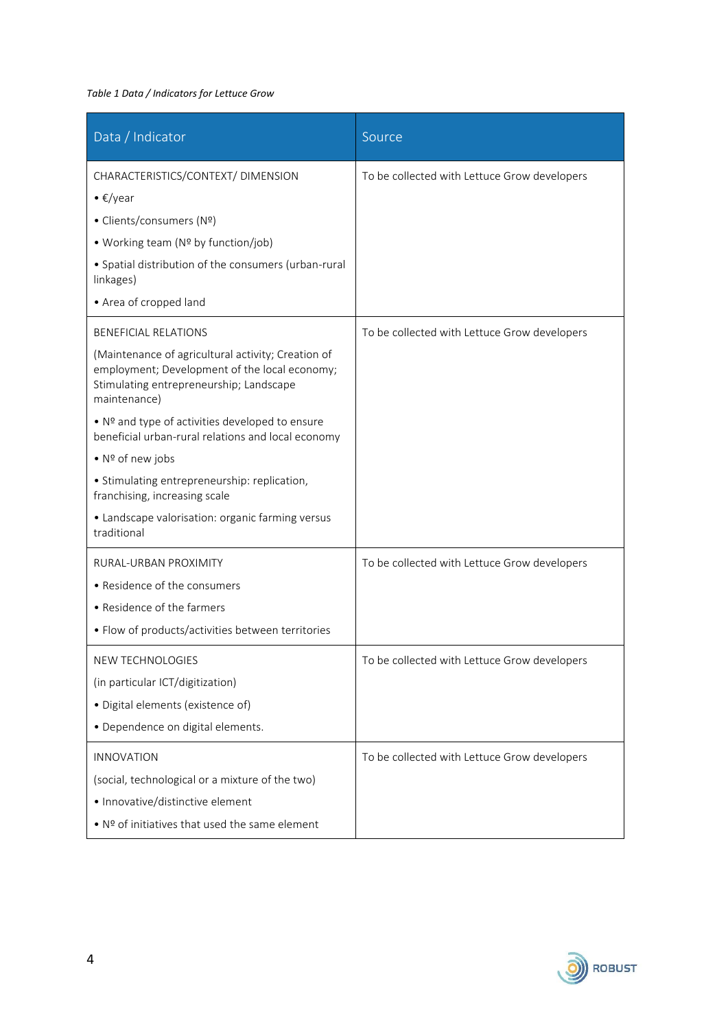*Table 1 Data / Indicators for Lettuce Grow*

| Data / Indicator | Source |
|---|---|
| CHARACTERISTICS/CONTEXT/ DIMENSION<br>• €/year<br>• Clients/consumers (Nº)<br>• Working team (Nº by function/job)<br>• Spatial distribution of the consumers (urban-rural linkages)<br>• Area of cropped land | To be collected with Lettuce Grow developers |
| BENEFICIAL RELATIONS<br>(Maintenance of agricultural activity; Creation of employment; Development of the local economy; Stimulating entrepreneurship; Landscape maintenance)<br>• Nº and type of activities developed to ensure beneficial urban-rural relations and local economy<br>• Nº of new jobs<br>• Stimulating entrepreneurship: replication, franchising, increasing scale<br>• Landscape valorisation: organic farming versus traditional | To be collected with Lettuce Grow developers |
| RURAL-URBAN PROXIMITY<br>• Residence of the consumers<br>• Residence of the farmers<br>• Flow of products/activities between territories | To be collected with Lettuce Grow developers |
| NEW TECHNOLOGIES<br>(in particular ICT/digitization)<br>• Digital elements (existence of)<br>• Dependence on digital elements. | To be collected with Lettuce Grow developers |
| INNOVATION<br>(social, technological or a mixture of the two)<br>• Innovative/distinctive element<br>• Nº of initiatives that used the same element | To be collected with Lettuce Grow developers |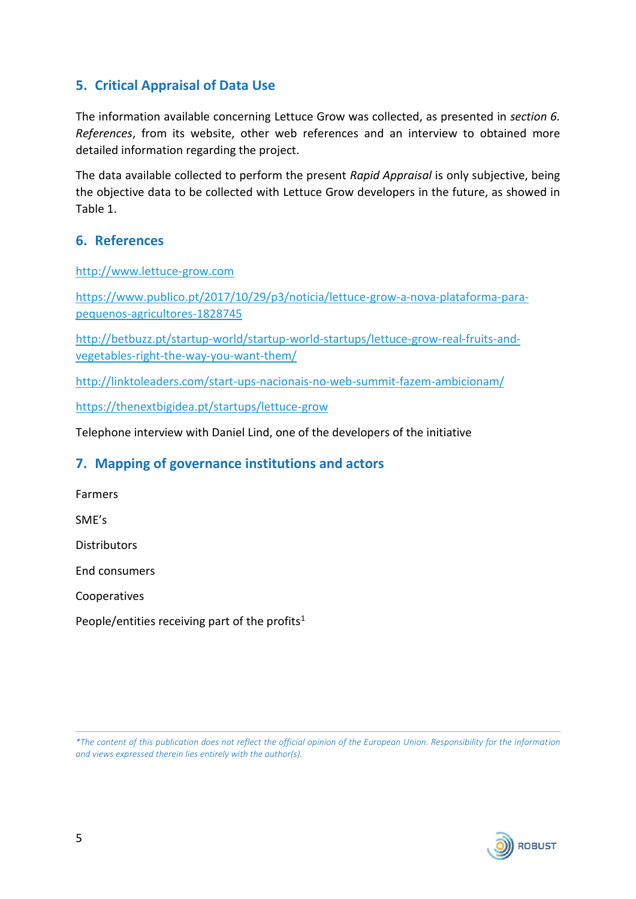## 5. Critical Appraisal of Data Use

The information available concerning Lettuce Grow was collected, as presented in *section 6. References*, from its website, other web references and an interview to obtained more detailed information regarding the project.

The data available collected to perform the present *Rapid Appraisal* is only subjective, being the objective data to be collected with Lettuce Grow developers in the future, as showed in Table 1.

## 6. References

http://www.lettuce-grow.com

https://www.publico.pt/2017/10/29/p3/noticia/lettuce-grow-a-nova-plataforma-para-pequenos-agricultores-1828745

http://betbuzz.pt/startup-world/startup-world-startups/lettuce-grow-real-fruits-and-vegetables-right-the-way-you-want-them/

http://linktoleaders.com/start-ups-nacionais-no-web-summit-fazem-ambicionam/

https://thenextbigidea.pt/startups/lettuce-grow

Telephone interview with Daniel Lind, one of the developers of the initiative

## 7. Mapping of governance institutions and actors

Farmers

SME's

Distributors

End consumers

Cooperatives

People/entities receiving part of the profits[1]

*\*The content of this publication does not reflect the official opinion of the European Union. Responsibility for the information and views expressed therein lies entirely with the author(s).*